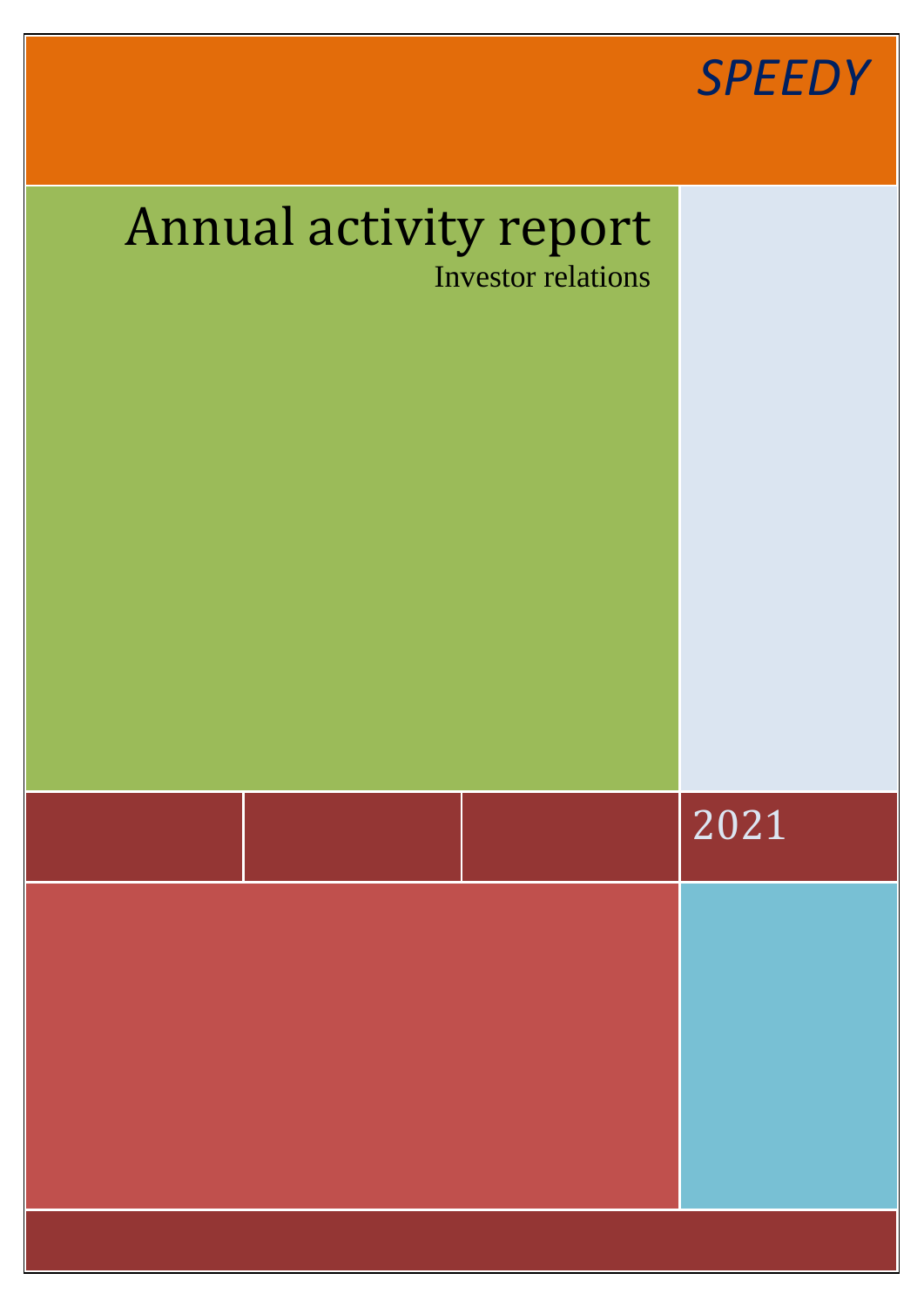*SPEEDY*

# Annual activity report

Investor relations

2021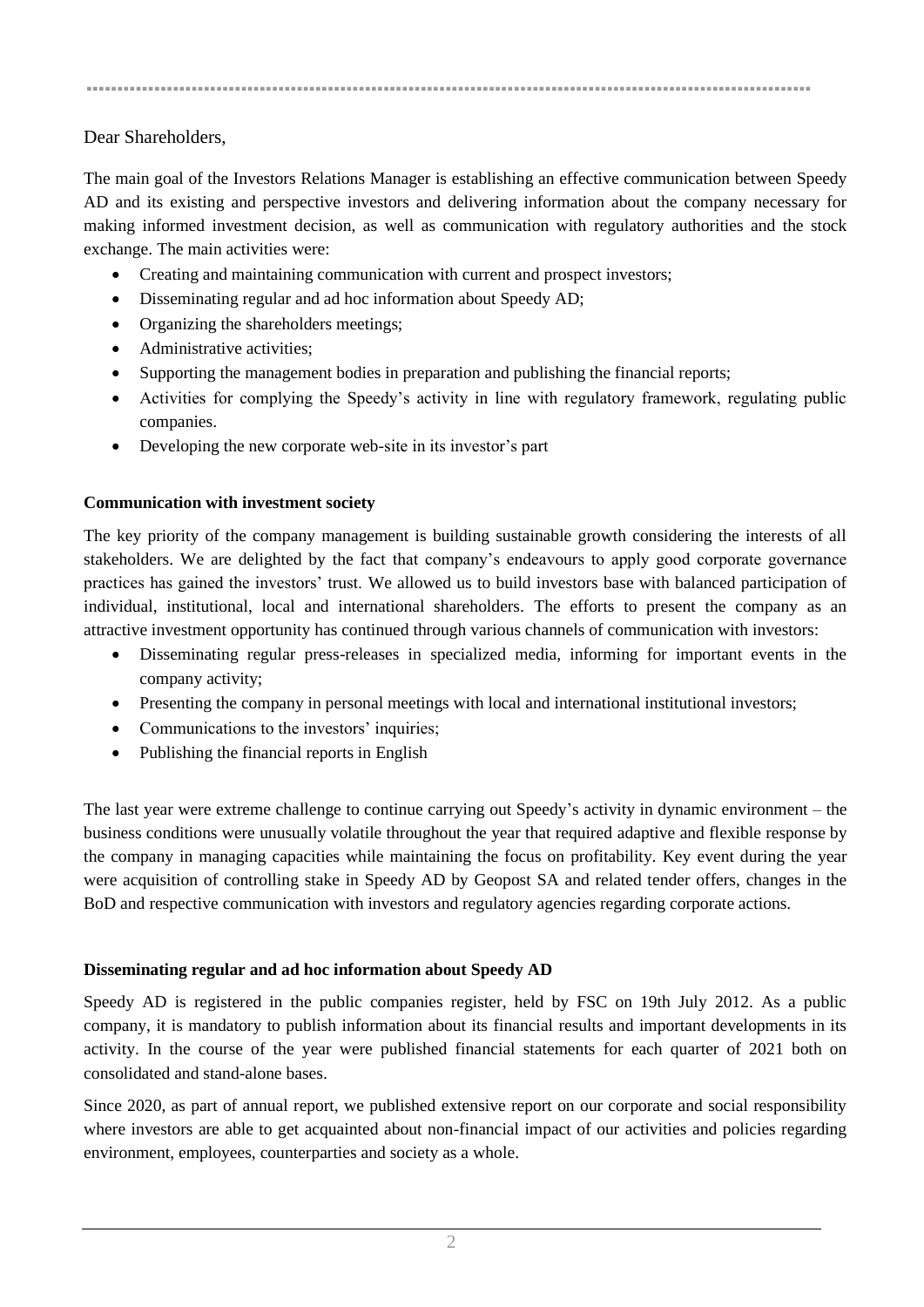Dear Shareholders,

The main goal of the Investors Relations Manager is establishing an effective communication between Speedy AD and its existing and perspective investors and delivering information about the company necessary for making informed investment decision, as well as communication with regulatory authorities and the stock exchange. The main activities were:

- Creating and maintaining communication with current and prospect investors;
- Disseminating regular and ad hoc information about Speedy AD;
- Organizing the shareholders meetings;
- Administrative activities;
- Supporting the management bodies in preparation and publishing the financial reports;
- Activities for complying the Speedy's activity in line with regulatory framework, regulating public companies.
- Developing the new corporate web-site in its investor's part

**Communication with investment society**

The key priority of the company management is building sustainable growth considering the interests of all stakeholders. We are delighted by the fact that company's endeavours to apply good corporate governance practices has gained the investors' trust. We allowed us to build investors base with balanced participation of individual, institutional, local and international shareholders. The efforts to present the company as an attractive investment opportunity has continued through various channels of communication with investors:

- Disseminating regular press-releases in specialized media, informing for important events in the company activity;
- Presenting the company in personal meetings with local and international institutional investors;
- Communications to the investors' inquiries;
- Publishing the financial reports in English

The last year were extreme challenge to continue carrying out Speedy's activity in dynamic environment – the business conditions were unusually volatile throughout the year that required adaptive and flexible response by the company in managing capacities while maintaining the focus on profitability. Key event during the year were acquisition of controlling stake in Speedy AD by Geopost SA and related tender offers, changes in the BoD and respective communication with investors and regulatory agencies regarding corporate actions.

**Disseminating regular and ad hoc information about Speedy AD**

Speedy AD is registered in the public companies register, held by FSC on 19th July 2012. As a public company, it is mandatory to publish information about its financial results and important developments in its activity. In the course of the year were published financial statements for each quarter of 2021 both on consolidated and stand-alone bases.

Since 2020, as part of annual report, we published extensive report on our corporate and social responsibility where investors are able to get acquainted about non-financial impact of our activities and policies regarding environment, employees, counterparties and society as a whole.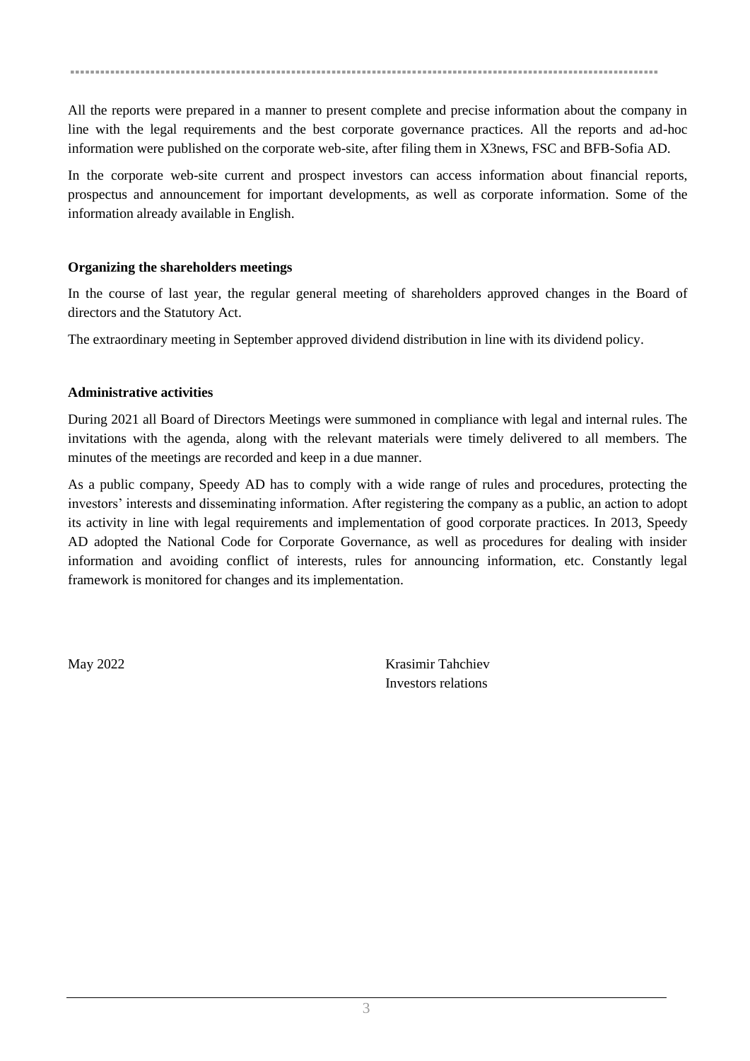All the reports were prepared in a manner to present complete and precise information about the company in line with the legal requirements and the best corporate governance practices. All the reports and ad-hoc information were published on the corporate web-site, after filing them in X3news, FSC and BFB-Sofia AD.

In the corporate web-site current and prospect investors can access information about financial reports, prospectus and announcement for important developments, as well as corporate information. Some of the information already available in English.

**Organizing the shareholders meetings**

In the course of last year, the regular general meeting of shareholders approved changes in the Board of directors and the Statutory Act.

The extraordinary meeting in September approved dividend distribution in line with its dividend policy.

**Administrative activities**

During 2021 all Board of Directors Meetings were summoned in compliance with legal and internal rules. The invitations with the agenda, along with the relevant materials were timely delivered to all members. The minutes of the meetings are recorded and keep in a due manner.

As a public company, Speedy AD has to comply with a wide range of rules and procedures, protecting the investors' interests and disseminating information. After registering the company as a public, an action to adopt its activity in line with legal requirements and implementation of good corporate practices. In 2013, Speedy AD adopted the National Code for Corporate Governance, as well as procedures for dealing with insider information and avoiding conflict of interests, rules for announcing information, etc. Constantly legal framework is monitored for changes and its implementation.

May 2022

Krasimir Tahchiev
Investors relations